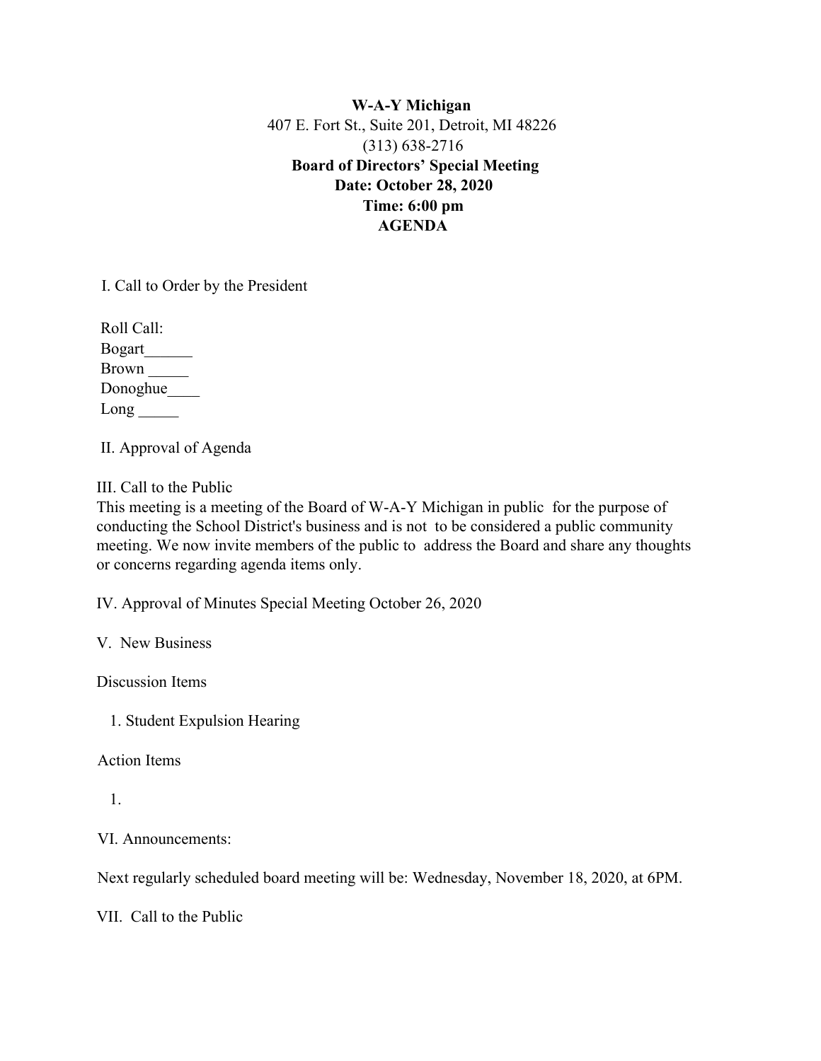**W-A-Y Michigan**

407 E. Fort St., Suite 201, Detroit, MI 48226

(313) 638-2716

**Board of Directors' Special Meeting**

**Date: October 28, 2020**

**Time: 6:00 pm**

**AGENDA**

I. Call to Order by the President

Roll Call:
Bogart______
Brown _____
Donoghue____
Long _____

II. Approval of Agenda

III. Call to the Public

This meeting is a meeting of the Board of W-A-Y Michigan in public for the purpose of conducting the School District's business and is not to be considered a public community meeting. We now invite members of the public to address the Board and share any thoughts or concerns regarding agenda items only.

IV. Approval of Minutes Special Meeting October 26, 2020

V. New Business

Discussion Items

1. Student Expulsion Hearing

Action Items

1.

VI. Announcements:

Next regularly scheduled board meeting will be: Wednesday, November 18, 2020, at 6PM.

VII. Call to the Public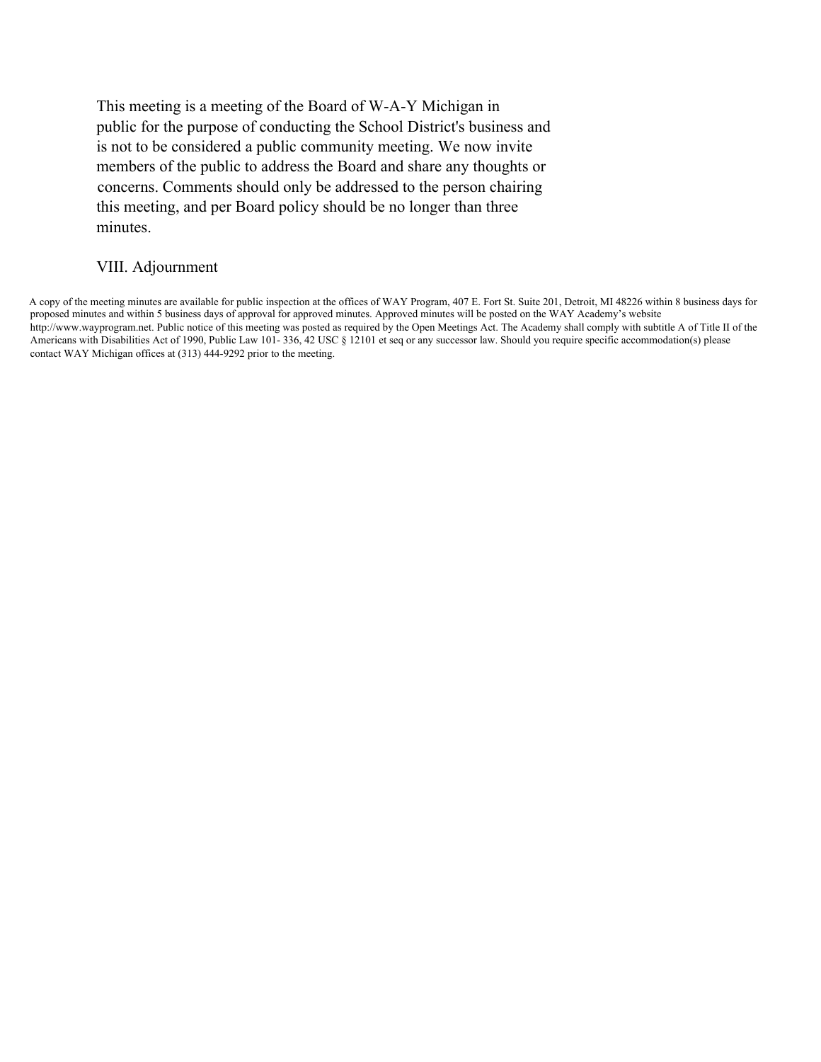This meeting is a meeting of the Board of W-A-Y Michigan in public for the purpose of conducting the School District's business and is not to be considered a public community meeting. We now invite members of the public to address the Board and share any thoughts or concerns. Comments should only be addressed to the person chairing this meeting, and per Board policy should be no longer than three minutes.

VIII. Adjournment

A copy of the meeting minutes are available for public inspection at the offices of WAY Program, 407 E. Fort St. Suite 201, Detroit, MI 48226 within 8 business days for proposed minutes and within 5 business days of approval for approved minutes. Approved minutes will be posted on the WAY Academy's website http://www.wayprogram.net. Public notice of this meeting was posted as required by the Open Meetings Act. The Academy shall comply with subtitle A of Title II of the Americans with Disabilities Act of 1990, Public Law 101- 336, 42 USC § 12101 et seq or any successor law. Should you require specific accommodation(s) please contact WAY Michigan offices at (313) 444-9292 prior to the meeting.